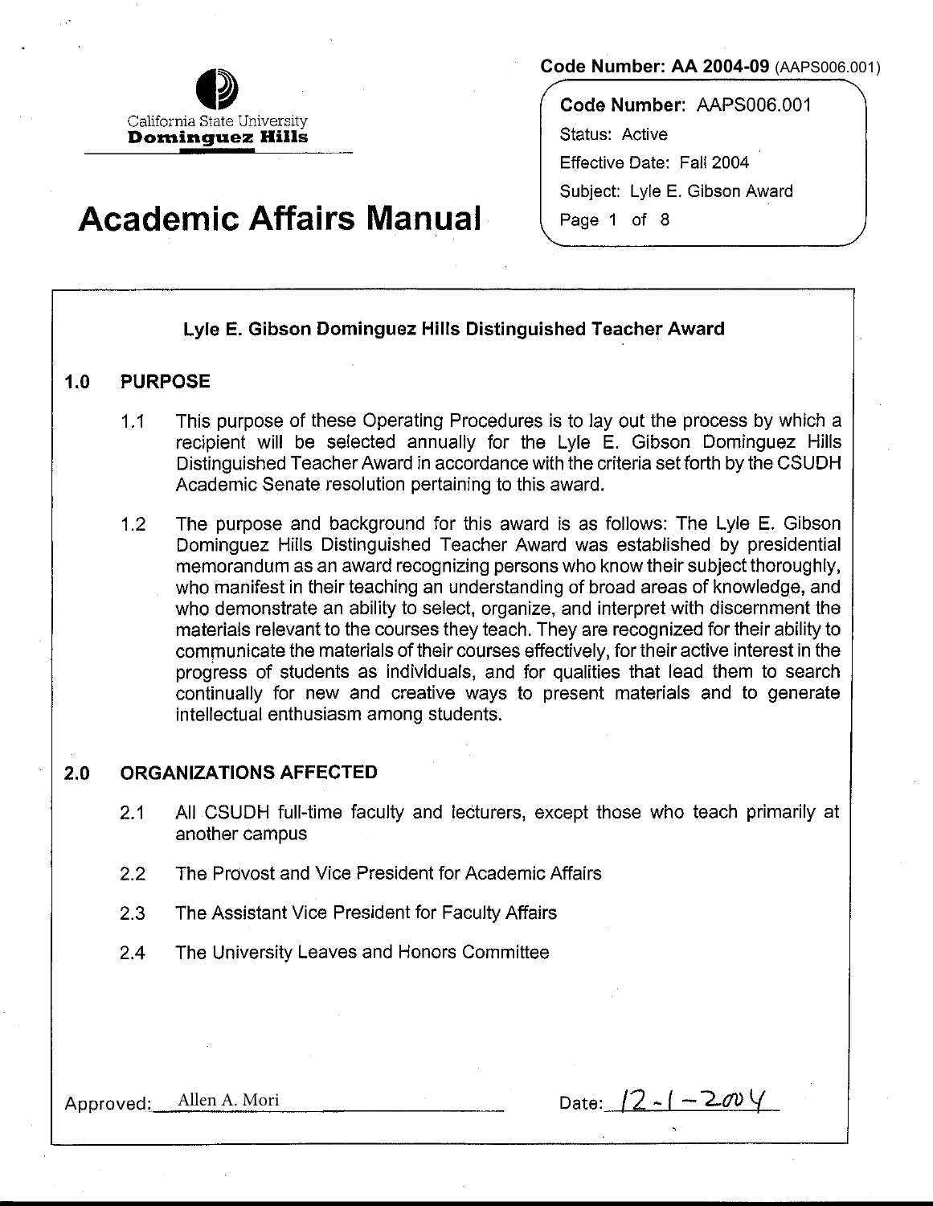California State University
**Dominguez Hills**

**Code Number: AA 2004-09** (AAPS006.001)

# Academic Affairs Manual

**Code Number:** AAPS006.001
Status: Active
Effective Date: Fall 2004
Subject: Lyle E. Gibson Award

## Lyle E. Gibson Dominguez Hills Distinguished Teacher Award

### 1.0 PURPOSE

1.1 This purpose of these Operating Procedures is to lay out the process by which a recipient will be selected annually for the Lyle E. Gibson Dominguez Hills Distinguished Teacher Award in accordance with the criteria set forth by the CSUDH Academic Senate resolution pertaining to this award.

1.2 The purpose and background for this award is as follows: The Lyle E. Gibson Dominguez Hills Distinguished Teacher Award was established by presidential memorandum as an award recognizing persons who know their subject thoroughly, who manifest in their teaching an understanding of broad areas of knowledge, and who demonstrate an ability to select, organize, and interpret with discernment the materials relevant to the courses they teach. They are recognized for their ability to communicate the materials of their courses effectively, for their active interest in the progress of students as individuals, and for qualities that lead them to search continually for new and creative ways to present materials and to generate intellectual enthusiasm among students.

### 2.0 ORGANIZATIONS AFFECTED

2.1 All CSUDH full-time faculty and lecturers, except those who teach primarily at another campus

2.2 The Provost and Vice President for Academic Affairs

2.3 The Assistant Vice President for Faculty Affairs

2.4 The University Leaves and Honors Committee

Approved: Allen A. Mori

Date: 12-1-2004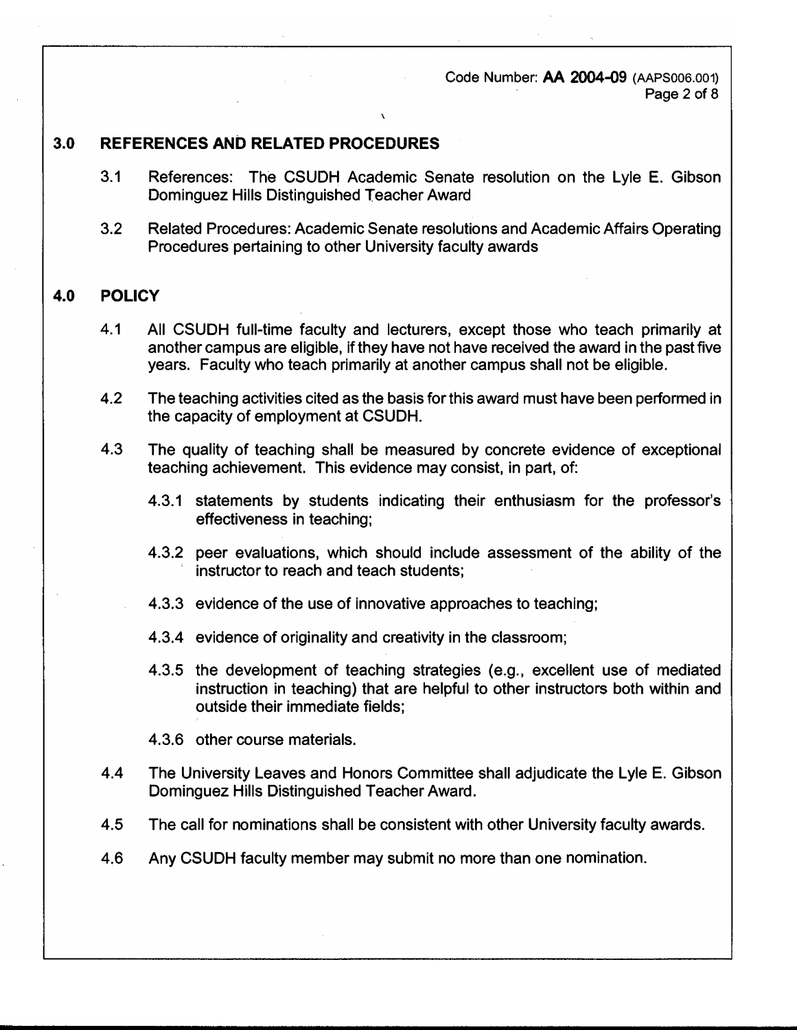## 3.0 REFERENCES AND RELATED PROCEDURES

3.1 References: The CSUDH Academic Senate resolution on the Lyle E. Gibson Dominguez Hills Distinguished Teacher Award

3.2 Related Procedures: Academic Senate resolutions and Academic Affairs Operating Procedures pertaining to other University faculty awards

## 4.0 POLICY

4.1 All CSUDH full-time faculty and lecturers, except those who teach primarily at another campus are eligible, if they have not have received the award in the past five years. Faculty who teach primarily at another campus shall not be eligible.

4.2 The teaching activities cited as the basis for this award must have been performed in the capacity of employment at CSUDH.

4.3 The quality of teaching shall be measured by concrete evidence of exceptional teaching achievement. This evidence may consist, in part, of:

4.3.1 statements by students indicating their enthusiasm for the professor's effectiveness in teaching;

4.3.2 peer evaluations, which should include assessment of the ability of the instructor to reach and teach students;

4.3.3 evidence of the use of innovative approaches to teaching;

4.3.4 evidence of originality and creativity in the classroom;

4.3.5 the development of teaching strategies (e.g., excellent use of mediated instruction in teaching) that are helpful to other instructors both within and outside their immediate fields;

4.3.6 other course materials.

4.4 The University Leaves and Honors Committee shall adjudicate the Lyle E. Gibson Dominguez Hills Distinguished Teacher Award.

4.5 The call for nominations shall be consistent with other University faculty awards.

4.6 Any CSUDH faculty member may submit no more than one nomination.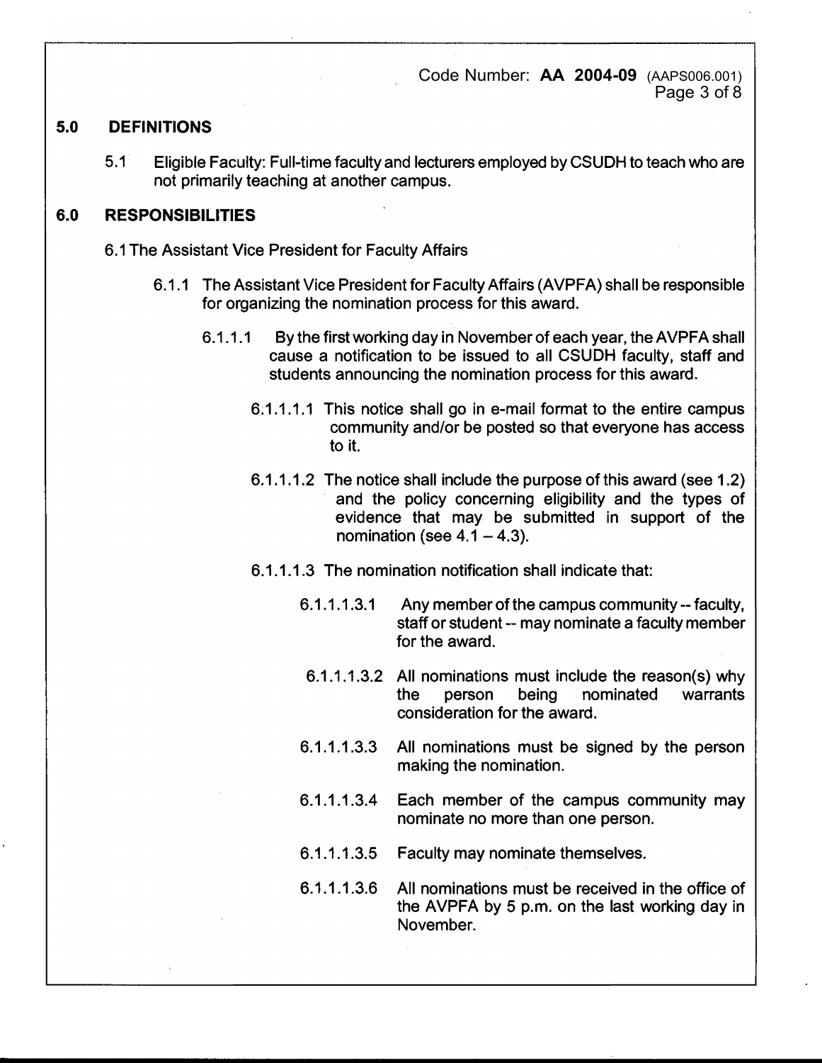## 5.0 DEFINITIONS

5.1 Eligible Faculty: Full-time faculty and lecturers employed by CSUDH to teach who are not primarily teaching at another campus.

## 6.0 RESPONSIBILITIES

6.1 The Assistant Vice President for Faculty Affairs

6.1.1 The Assistant Vice President for Faculty Affairs (AVPFA) shall be responsible for organizing the nomination process for this award.

6.1.1.1 By the first working day in November of each year, the AVPFA shall cause a notification to be issued to all CSUDH faculty, staff and students announcing the nomination process for this award.

6.1.1.1.1 This notice shall go in e-mail format to the entire campus community and/or be posted so that everyone has access to it.

6.1.1.1.2 The notice shall include the purpose of this award (see 1.2) and the policy concerning eligibility and the types of evidence that may be submitted in support of the nomination (see 4.1 – 4.3).

6.1.1.1.3 The nomination notification shall indicate that:

6.1.1.1.3.1 Any member of the campus community -- faculty, staff or student -- may nominate a faculty member for the award.

6.1.1.1.3.2 All nominations must include the reason(s) why the person being nominated warrants consideration for the award.

6.1.1.1.3.3 All nominations must be signed by the person making the nomination.

6.1.1.1.3.4 Each member of the campus community may nominate no more than one person.

6.1.1.1.3.5 Faculty may nominate themselves.

6.1.1.1.3.6 All nominations must be received in the office of the AVPFA by 5 p.m. on the last working day in November.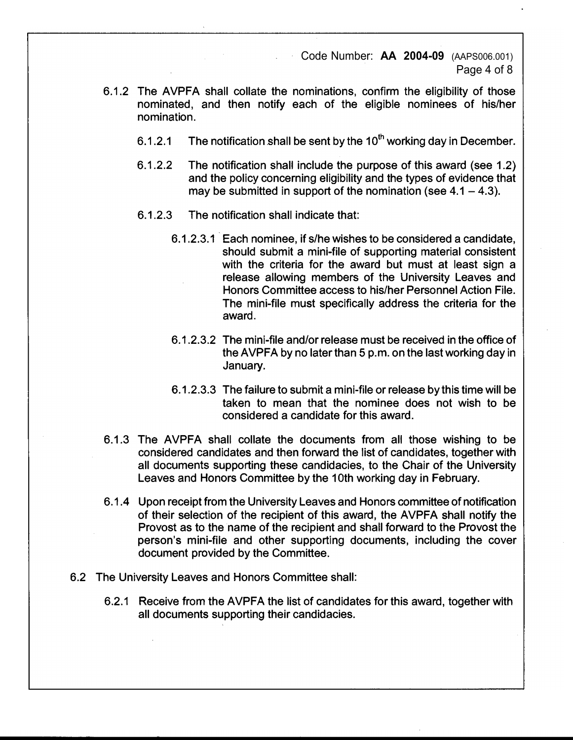6.1.2 The AVPFA shall collate the nominations, confirm the eligibility of those nominated, and then notify each of the eligible nominees of his/her nomination.

6.1.2.1 The notification shall be sent by the 10th working day in December.

6.1.2.2 The notification shall include the purpose of this award (see 1.2) and the policy concerning eligibility and the types of evidence that may be submitted in support of the nomination (see 4.1 – 4.3).

6.1.2.3 The notification shall indicate that:

6.1.2.3.1 Each nominee, if s/he wishes to be considered a candidate, should submit a mini-file of supporting material consistent with the criteria for the award but must at least sign a release allowing members of the University Leaves and Honors Committee access to his/her Personnel Action File. The mini-file must specifically address the criteria for the award.

6.1.2.3.2 The mini-file and/or release must be received in the office of the AVPFA by no later than 5 p.m. on the last working day in January.

6.1.2.3.3 The failure to submit a mini-file or release by this time will be taken to mean that the nominee does not wish to be considered a candidate for this award.

6.1.3 The AVPFA shall collate the documents from all those wishing to be considered candidates and then forward the list of candidates, together with all documents supporting these candidacies, to the Chair of the University Leaves and Honors Committee by the 10th working day in February.

6.1.4 Upon receipt from the University Leaves and Honors committee of notification of their selection of the recipient of this award, the AVPFA shall notify the Provost as to the name of the recipient and shall forward to the Provost the person's mini-file and other supporting documents, including the cover document provided by the Committee.

6.2 The University Leaves and Honors Committee shall:

6.2.1 Receive from the AVPFA the list of candidates for this award, together with all documents supporting their candidacies.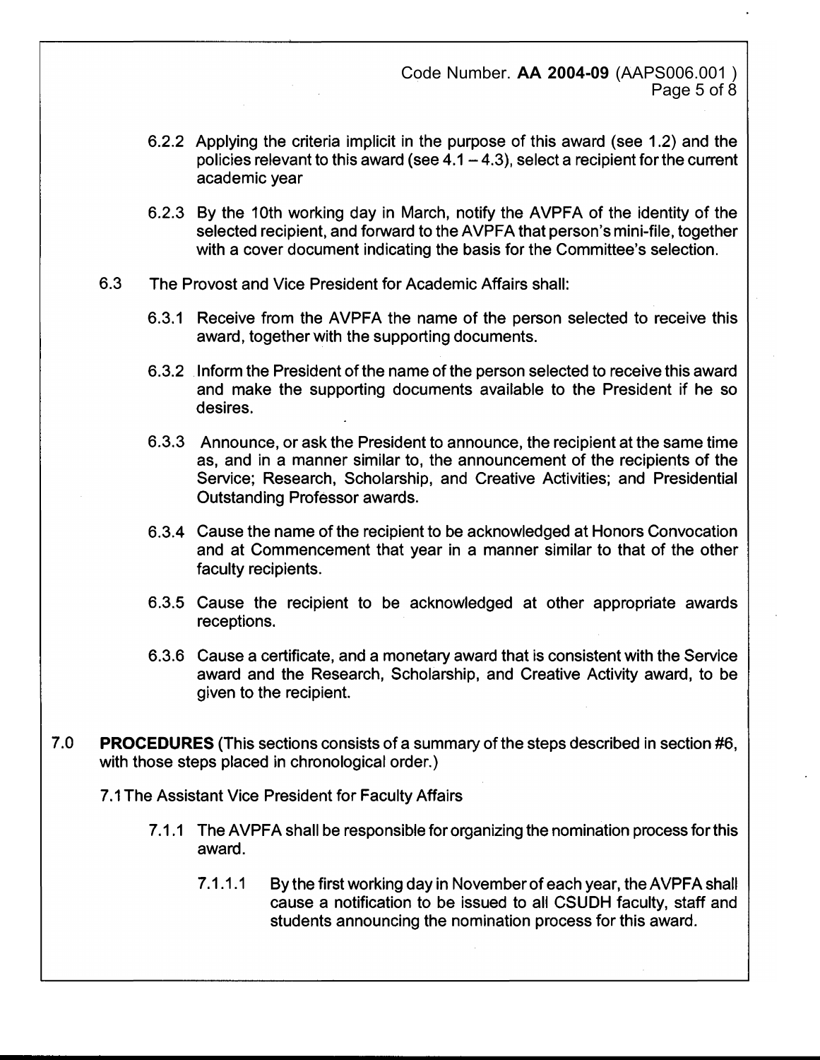6.2.2 Applying the criteria implicit in the purpose of this award (see 1.2) and the policies relevant to this award (see 4.1 – 4.3), select a recipient for the current academic year

6.2.3 By the 10th working day in March, notify the AVPFA of the identity of the selected recipient, and forward to the AVPFA that person's mini-file, together with a cover document indicating the basis for the Committee's selection.

6.3 The Provost and Vice President for Academic Affairs shall:

6.3.1 Receive from the AVPFA the name of the person selected to receive this award, together with the supporting documents.

6.3.2 Inform the President of the name of the person selected to receive this award and make the supporting documents available to the President if he so desires.

6.3.3 Announce, or ask the President to announce, the recipient at the same time as, and in a manner similar to, the announcement of the recipients of the Service; Research, Scholarship, and Creative Activities; and Presidential Outstanding Professor awards.

6.3.4 Cause the name of the recipient to be acknowledged at Honors Convocation and at Commencement that year in a manner similar to that of the other faculty recipients.

6.3.5 Cause the recipient to be acknowledged at other appropriate awards receptions.

6.3.6 Cause a certificate, and a monetary award that is consistent with the Service award and the Research, Scholarship, and Creative Activity award, to be given to the recipient.

## 7.0 **PROCEDURES** (This sections consists of a summary of the steps described in section #6, with those steps placed in chronological order.)

7.1 The Assistant Vice President for Faculty Affairs

7.1.1 The AVPFA shall be responsible for organizing the nomination process for this award.

7.1.1.1 By the first working day in November of each year, the AVPFA shall cause a notification to be issued to all CSUDH faculty, staff and students announcing the nomination process for this award.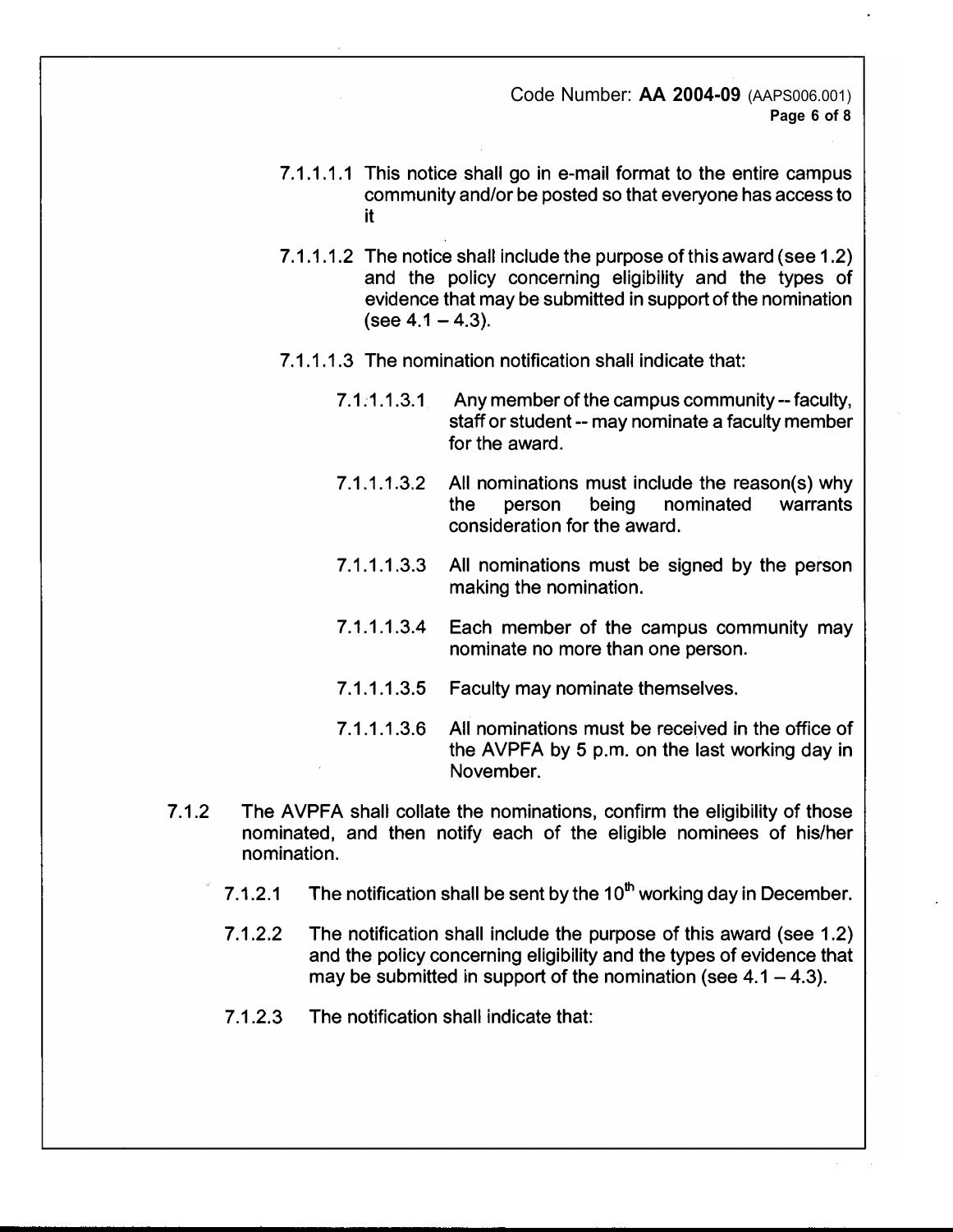7.1.1.1.1 This notice shall go in e-mail format to the entire campus community and/or be posted so that everyone has access to it

7.1.1.1.2 The notice shall include the purpose of this award (see 1.2) and the policy concerning eligibility and the types of evidence that may be submitted in support of the nomination (see 4.1 – 4.3).

7.1.1.1.3 The nomination notification shall indicate that:

7.1.1.1.3.1 Any member of the campus community -- faculty, staff or student -- may nominate a faculty member for the award.

7.1.1.1.3.2 All nominations must include the reason(s) why the person being nominated warrants consideration for the award.

7.1.1.1.3.3 All nominations must be signed by the person making the nomination.

7.1.1.1.3.4 Each member of the campus community may nominate no more than one person.

7.1.1.1.3.5 Faculty may nominate themselves.

7.1.1.1.3.6 All nominations must be received in the office of the AVPFA by 5 p.m. on the last working day in November.

7.1.2 The AVPFA shall collate the nominations, confirm the eligibility of those nominated, and then notify each of the eligible nominees of his/her nomination.

7.1.2.1 The notification shall be sent by the 10th working day in December.

7.1.2.2 The notification shall include the purpose of this award (see 1.2) and the policy concerning eligibility and the types of evidence that may be submitted in support of the nomination (see 4.1 – 4.3).

7.1.2.3 The notification shall indicate that: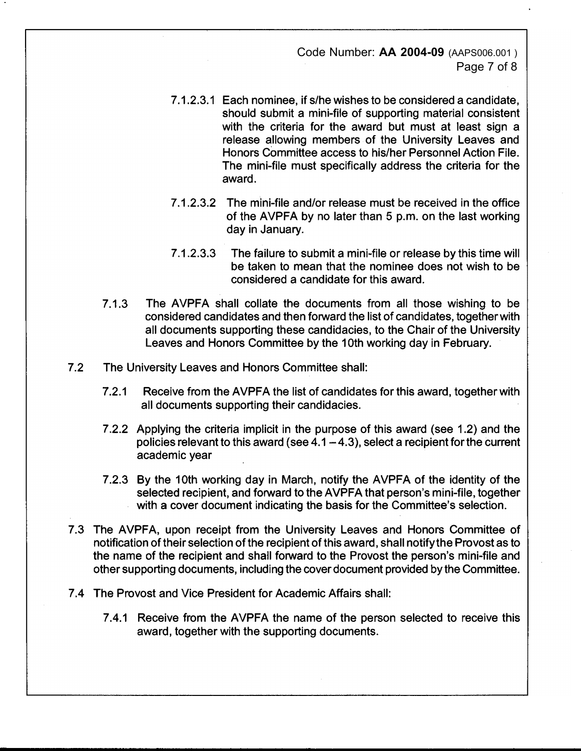7.1.2.3.1 Each nominee, if s/he wishes to be considered a candidate, should submit a mini-file of supporting material consistent with the criteria for the award but must at least sign a release allowing members of the University Leaves and Honors Committee access to his/her Personnel Action File. The mini-file must specifically address the criteria for the award.

7.1.2.3.2 The mini-file and/or release must be received in the office of the AVPFA by no later than 5 p.m. on the last working day in January.

7.1.2.3.3 The failure to submit a mini-file or release by this time will be taken to mean that the nominee does not wish to be considered a candidate for this award.

7.1.3 The AVPFA shall collate the documents from all those wishing to be considered candidates and then forward the list of candidates, together with all documents supporting these candidacies, to the Chair of the University Leaves and Honors Committee by the 10th working day in February.

7.2 The University Leaves and Honors Committee shall:

7.2.1 Receive from the AVPFA the list of candidates for this award, together with all documents supporting their candidacies.

7.2.2 Applying the criteria implicit in the purpose of this award (see 1.2) and the policies relevant to this award (see 4.1 – 4.3), select a recipient for the current academic year

7.2.3 By the 10th working day in March, notify the AVPFA of the identity of the selected recipient, and forward to the AVPFA that person's mini-file, together with a cover document indicating the basis for the Committee's selection.

7.3 The AVPFA, upon receipt from the University Leaves and Honors Committee of notification of their selection of the recipient of this award, shall notify the Provost as to the name of the recipient and shall forward to the Provost the person's mini-file and other supporting documents, including the cover document provided by the Committee.

7.4 The Provost and Vice President for Academic Affairs shall:

7.4.1 Receive from the AVPFA the name of the person selected to receive this award, together with the supporting documents.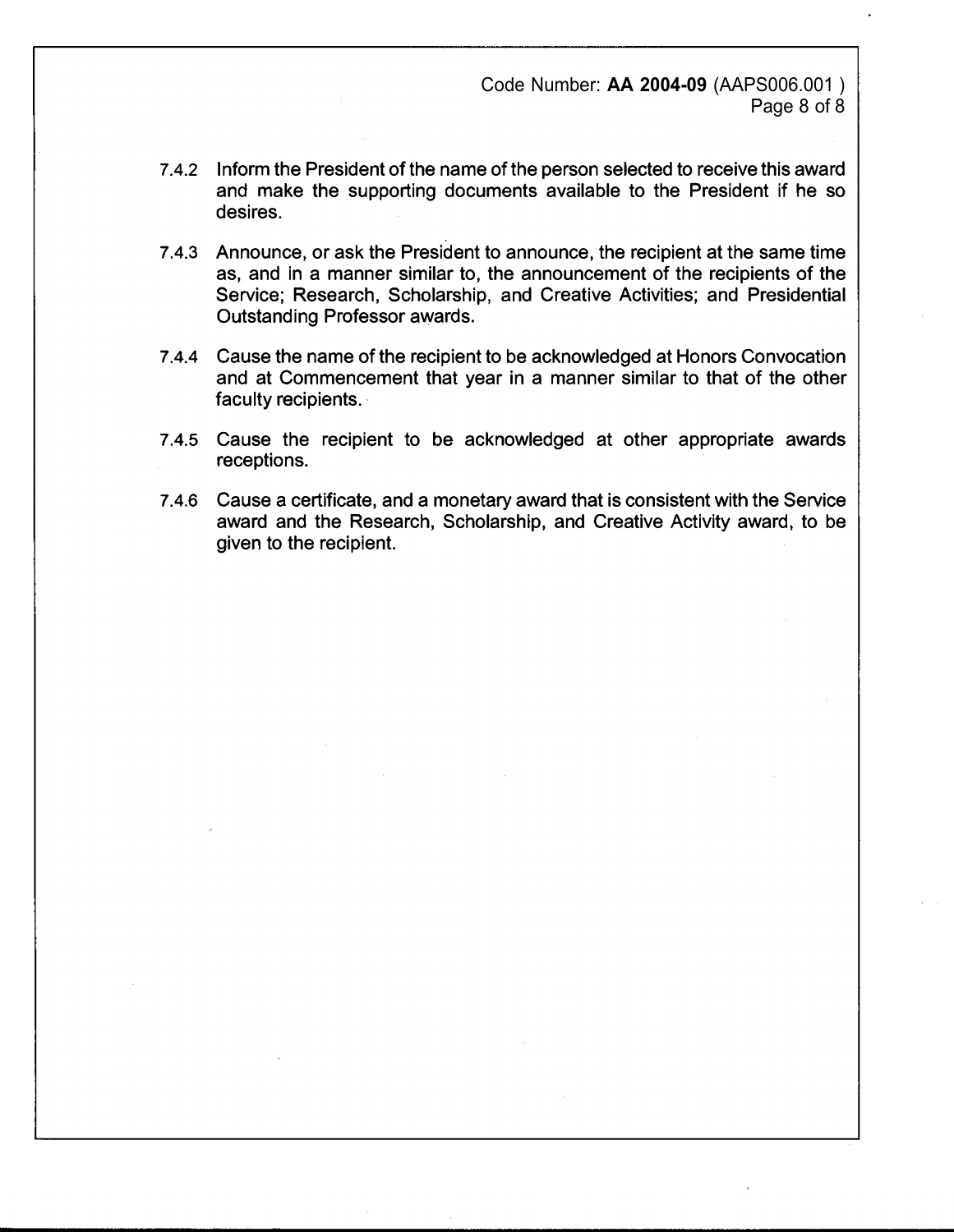7.4.2 Inform the President of the name of the person selected to receive this award and make the supporting documents available to the President if he so desires.

7.4.3 Announce, or ask the President to announce, the recipient at the same time as, and in a manner similar to, the announcement of the recipients of the Service; Research, Scholarship, and Creative Activities; and Presidential Outstanding Professor awards.

7.4.4 Cause the name of the recipient to be acknowledged at Honors Convocation and at Commencement that year in a manner similar to that of the other faculty recipients.

7.4.5 Cause the recipient to be acknowledged at other appropriate awards receptions.

7.4.6 Cause a certificate, and a monetary award that is consistent with the Service award and the Research, Scholarship, and Creative Activity award, to be given to the recipient.